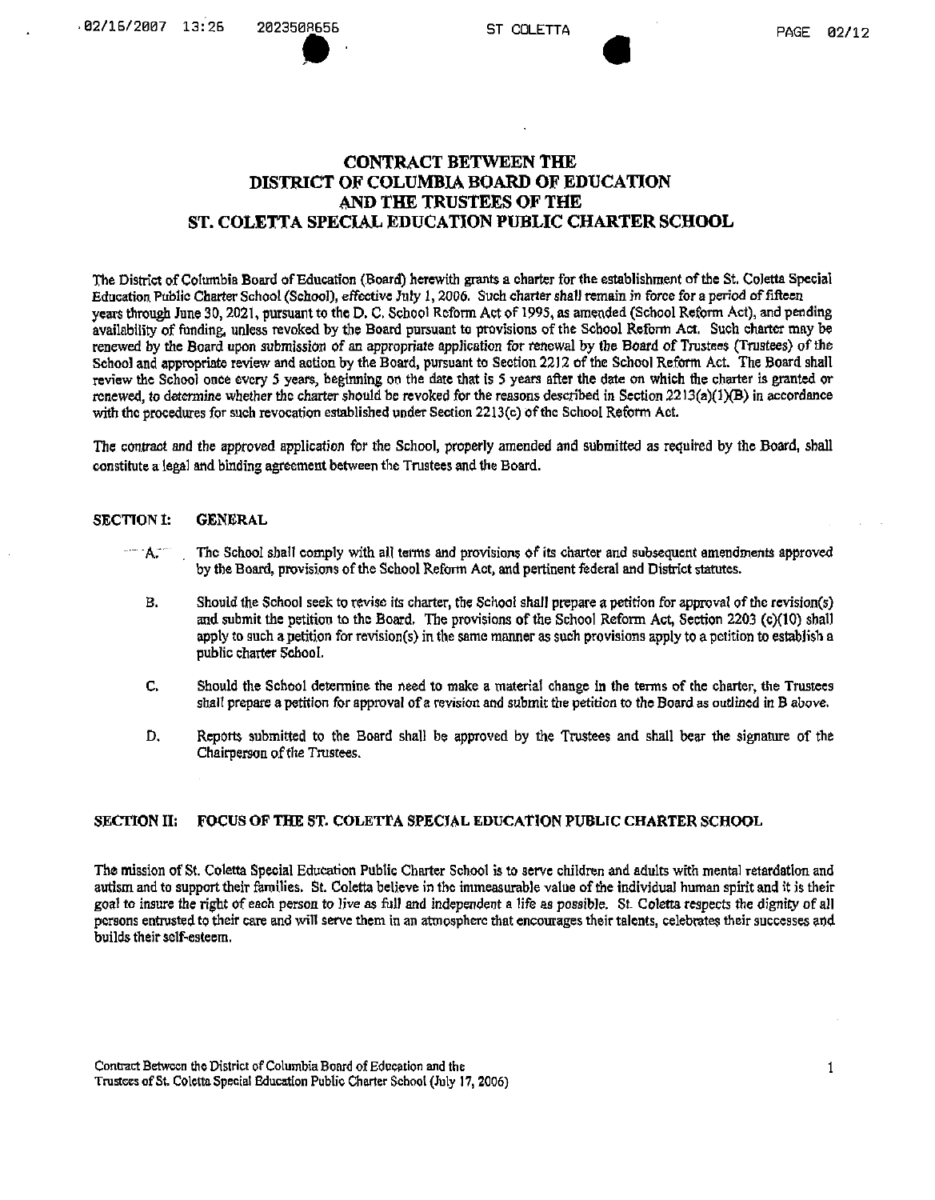# CONTRACT BETWEEN THE DISTRICT OF COLUMBIA BOARD OF EDUCATION AND THE TRUSTEES OF THE ST. COLETTA SPECIAL EDUCATION PUBLIC CHARTER SCHOOL

The District of Columbia Board of Education (Board) herewith grants a charter for the establishment of the St. Coletta Special Education Public Charter School (School), effective July 1, 2006. Such charter shall remain in force for a period of fifteen years through June 30, 2021, pursuant to the D. C. School Reform Act of 1995, as amended (School Reform Act), and pending availability of funding, unless revoked by the Board pursuant to provisions of the School Reform Act. Such charter may be renewed by the Board upon submission of an appropriate application for renewal by the Board of Trustees (Trustees) of the School and appropriate review and action by the Board, pursuant to Section 2212 of the School Reform Act. The Board shall review the School once every 5 years, beginning on the date that is 5 years after the date on which the charter is granted or renewed, to determine whether the charter should be revoked for the reasons described in Section 2213(a)(1)(B) in accordance with the procedures for such revocation established under Section 2213(c) of the School Reform Act.

The contract and the approved application for the School, properly amended and submitted as required by the Board, shall constitute a legal and binding agreement between the Trustees and the Board.

## SECTION I: GENERAL

A. The School shall comply with all terms and provisions of its charter and subsequent amendments approved by the Board, provisions of the School Reform Act, and pertinent federal and District statutes.

B. Should the School seek to revise its charter, the School shall prepare a petition for approval of the revision(s) and submit the petition to the Board. The provisions of the School Reform Act, Section 2203 (c)(10) shall apply to such a petition for revision(s) in the same manner as such provisions apply to a petition to establish a public charter School.

C. Should the School determine the need to make a material change in the terms of the charter, the Trustees shall prepare a petition for approval of a revision and submit the petition to the Board as outlined in B above.

D. Reports submitted to the Board shall be approved by the Trustees and shall bear the signature of the Chairperson of the Trustees.

## SECTION II: FOCUS OF THE ST. COLETTA SPECIAL EDUCATION PUBLIC CHARTER SCHOOL

The mission of St. Coletta Special Education Public Charter School is to serve children and adults with mental retardation and autism and to support their families. St. Coletta believe in the immeasurable value of the individual human spirit and it is their goal to insure the right of each person to live as full and independent a life as possible. St. Coletta respects the dignity of all persons entrusted to their care and will serve them in an atmosphere that encourages their talents, celebrates their successes and builds their self-esteem.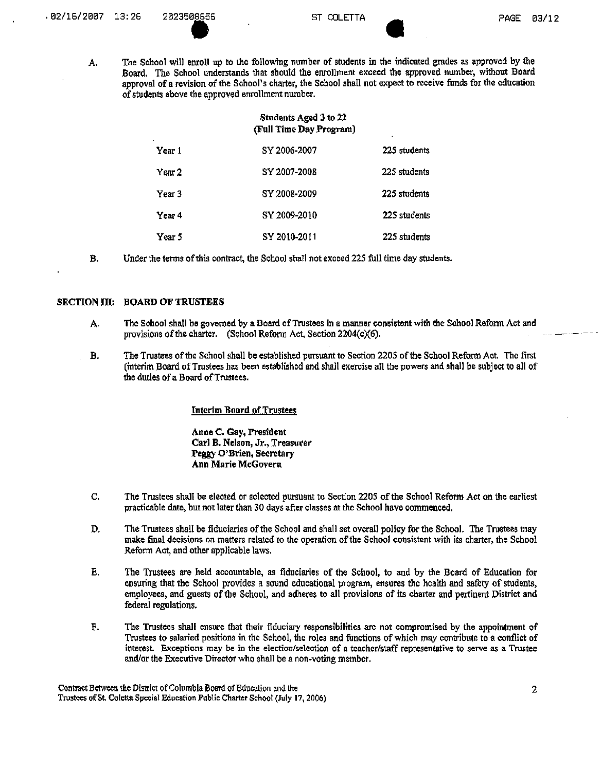A. The School will enroll up to the following number of students in the indicated grades as approved by the Board. The School understands that should the enrollment exceed the approved number, without Board approval of a revision of the School's charter, the School shall not expect to receive funds for the education of students above the approved enrollment number.

| Students Aged 3 to 22 (Full Time Day Program) | | |
|---|---|---|
| Year 1 | SY 2006-2007 | 225 students |
| Year 2 | SY 2007-2008 | 225 students |
| Year 3 | SY 2008-2009 | 225 students |
| Year 4 | SY 2009-2010 | 225 students |
| Year 5 | SY 2010-2011 | 225 students |

B. Under the terms of this contract, the School shall not exceed 225 full time day students.

## SECTION III: BOARD OF TRUSTEES

A. The School shall be governed by a Board of Trustees in a manner consistent with the School Reform Act and provisions of the charter. (School Reform Act, Section 2204(c)(6).

B. The Trustees of the School shall be established pursuant to Section 2205 of the School Reform Act. The first (interim Board of Trustees has been established and shall exercise all the powers and shall be subject to all of the duties of a Board of Trustees.

**Interim Board of Trustees**

**Anne C. Gay, President**
**Carl B. Nelson, Jr., Treasurer**
**Peggy O'Brien, Secretary**
**Ann Marie McGovern**

C. The Trustees shall be elected or selected pursuant to Section 2205 of the School Reform Act on the earliest practicable date, but not later than 30 days after classes at the School have commenced.

D. The Trustees shall be fiduciaries of the School and shall set overall policy for the School. The Trustees may make final decisions on matters related to the operation of the School consistent with its charter, the School Reform Act, and other applicable laws.

E. The Trustees are held accountable, as fiduciaries of the School, to and by the Board of Education for ensuring that the School provides a sound educational program, ensures the health and safety of students, employees, and guests of the School, and adheres to all provisions of its charter and pertinent District and federal regulations.

F. The Trustees shall ensure that their fiduciary responsibilities are not compromised by the appointment of Trustees to salaried positions in the School, the roles and functions of which may contribute to a conflict of interest. Exceptions may be in the election/selection of a teacher/staff representative to serve as a Trustee and/or the Executive Director who shall be a non-voting member.

Contract Between the District of Columbia Board of Education and the Trustees of St. Coletta Special Education Public Charter School (July 17, 2006)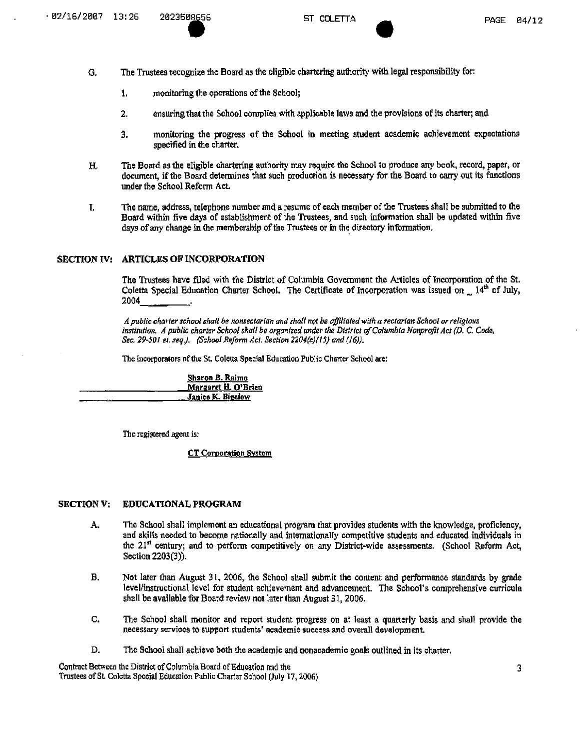G. The Trustees recognize the Board as the eligible chartering authority with legal responsibility for:

1. monitoring the operations of the School;

2. ensuring that the School complies with applicable laws and the provisions of its charter; and

3. monitoring the progress of the School in meeting student academic achievement expectations specified in the charter.

H. The Board as the eligible chartering authority may require the School to produce any book, record, paper, or document, if the Board determines that such production is necessary for the Board to carry out its functions under the School Reform Act.

I. The name, address, telephone number and a resume of each member of the Trustees shall be submitted to the Board within five days of establishment of the Trustees, and such information shall be updated within five days of any change in the membership of the Trustees or in the directory information.

## SECTION IV: ARTICLES OF INCORPORATION

The Trustees have filed with the District of Columbia Government the Articles of Incorporation of the St. Coletta Special Education Charter School. The Certificate of Incorporation was issued on 14th of July, 2004.

*A public charter school shall be nonsectarian and shall not be affiliated with a sectarian School or religious institution. A public charter School shall be organized under the District of Columbia Nonprofit Act (D. C. Code, Sec. 29-501 et. seq.). (School Reform Act, Section 2204(c)(15) and (16)).*

The incorporators of the St. Coletta Special Education Public Charter School are:

**Sharon B. Raimo**
**Margaret H. O'Brien**
**Janice K. Bigelow**

The registered agent is:

**CT Corporation System**

## SECTION V: EDUCATIONAL PROGRAM

A. The School shall implement an educational program that provides students with the knowledge, proficiency, and skills needed to become nationally and internationally competitive students and educated individuals in the 21st century; and to perform competitively on any District-wide assessments. (School Reform Act, Section 2203(3)).

B. Not later than August 31, 2006, the School shall submit the content and performance standards by grade level/instructional level for student achievement and advancement. The School's comprehensive curricula shall be available for Board review not later than August 31, 2006.

C. The School shall monitor and report student progress on at least a quarterly basis and shall provide the necessary services to support students' academic success and overall development.

D. The School shall achieve both the academic and nonacademic goals outlined in its charter.

Contract Between the District of Columbia Board of Education and the Trustees of St. Coletta Special Education Public Charter School (July 17, 2006)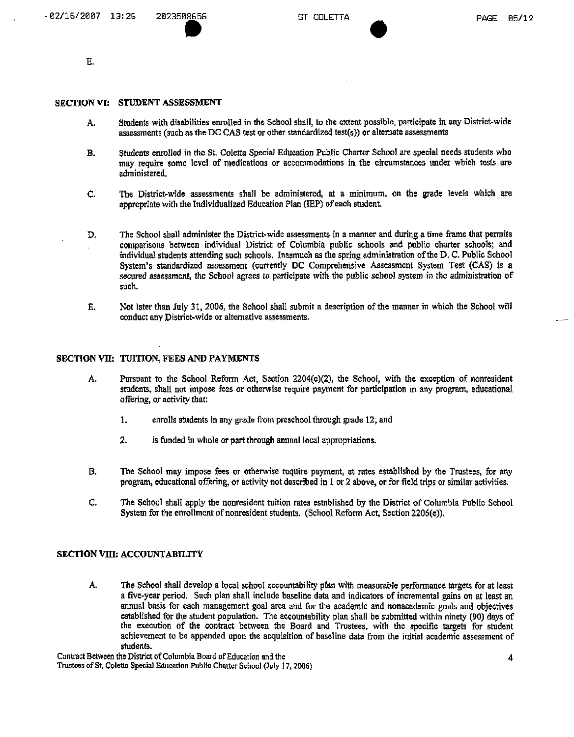E.

## SECTION VI: STUDENT ASSESSMENT

A. Students with disabilities enrolled in the School shall, to the extent possible, participate in any District-wide assessments (such as the DC CAS test or other standardized test(s)) or alternate assessments

B. Students enrolled in the St. Coletta Special Education Public Charter School are special needs students who may require some level of medications or accommodations in the circumstances under which tests are administered.

C. The District-wide assessments shall be administered, at a minimum, on the grade levels which are appropriate with the Individualized Education Plan (IEP) of each student.

D. The School shall administer the District-wide assessments in a manner and during a time frame that permits comparisons between individual District of Columbia public schools and public charter schools; and individual students attending such schools. Inasmuch as the spring administration of the D. C. Public School System's standardized assessment (currently DC Comprehensive Assessment System Test (CAS) is a secured assessment, the School agrees to participate with the public school system in the administration of such.

E. Not later than July 31, 2006, the School shall submit a description of the manner in which the School will conduct any District-wide or alternative assessments.

## SECTION VII: TUITION, FEES AND PAYMENTS

A. Pursuant to the School Reform Act, Section 2204(c)(2), the School, with the exception of nonresident students, shall not impose fees or otherwise require payment for participation in any program, educational offering, or activity that:

   1. enrolls students in any grade from preschool through grade 12; and

   2. is funded in whole or part through annual local appropriations.

B. The School may impose fees or otherwise require payment, at rates established by the Trustees, for any program, educational offering, or activity not described in 1 or 2 above, or for field trips or similar activities.

C. The School shall apply the nonresident tuition rates established by the District of Columbia Public School System for the enrollment of nonresident students. (School Reform Act, Section 2206(c)).

## SECTION VIII: ACCOUNTABILITY

A. The School shall develop a local school accountability plan with measurable performance targets for at least a five-year period. Such plan shall include baseline data and indicators of incremental gains on at least an annual basis for each management goal area and for the academic and nonacademic goals and objectives established for the student population. The accountability plan shall be submitted within ninety (90) days of the execution of the contract between the Board and Trustees, with the specific targets for student achievement to be appended upon the acquisition of baseline data from the initial academic assessment of students.

Contract Between the District of Columbia Board of Education and the Trustees of St. Coletta Special Education Public Charter School (July 17, 2006)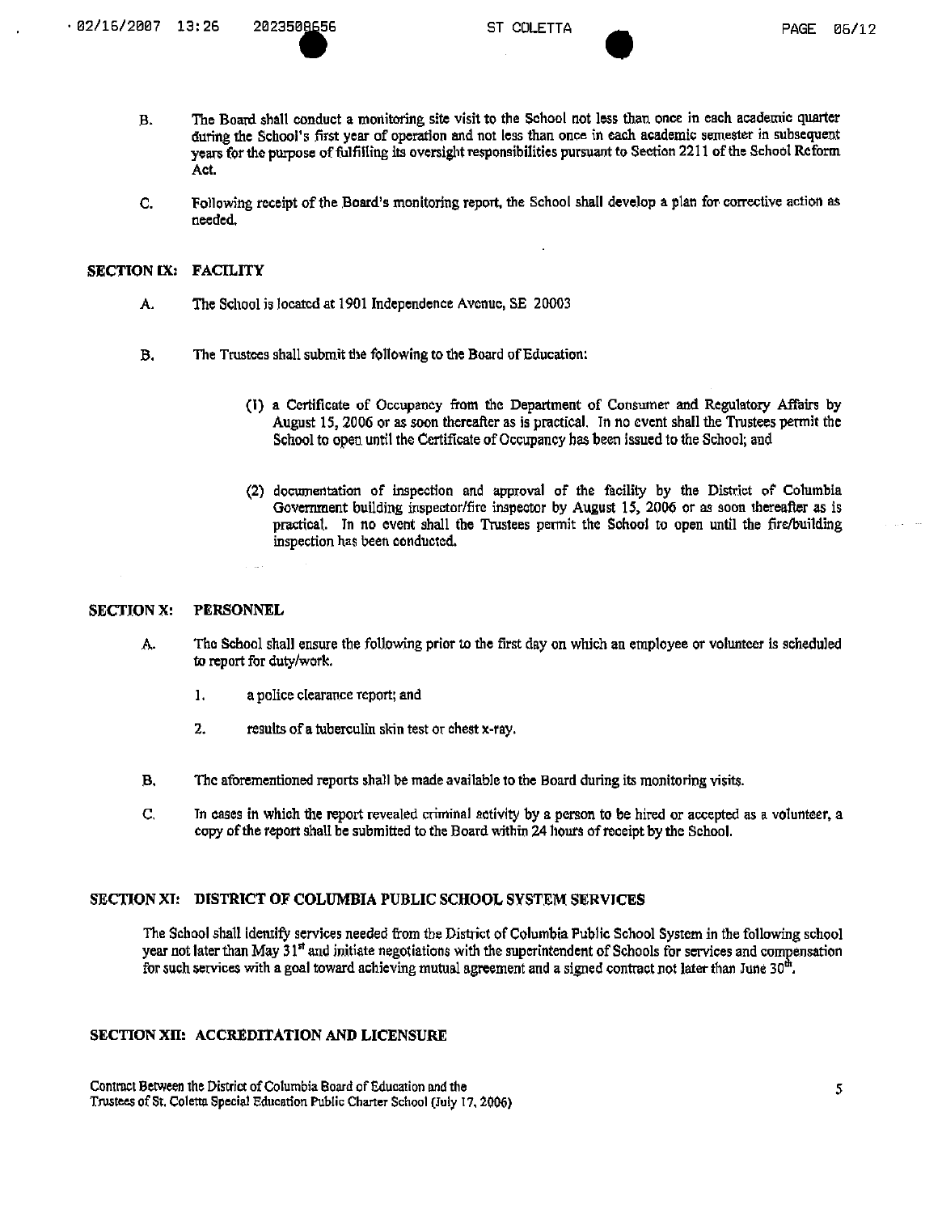B. The Board shall conduct a monitoring site visit to the School not less than once in each academic quarter during the School's first year of operation and not less than once in each academic semester in subsequent years for the purpose of fulfilling its oversight responsibilities pursuant to Section 2211 of the School Reform Act.

C. Following receipt of the Board's monitoring report, the School shall develop a plan for corrective action as needed.

## SECTION IX: FACILITY

A. The School is located at 1901 Independence Avenue, SE 20003

B. The Trustees shall submit the following to the Board of Education:

(1) a Certificate of Occupancy from the Department of Consumer and Regulatory Affairs by August 15, 2006 or as soon thereafter as is practical. In no event shall the Trustees permit the School to open until the Certificate of Occupancy has been issued to the School; and

(2) documentation of inspection and approval of the facility by the District of Columbia Government building inspector/fire inspector by August 15, 2006 or as soon thereafter as is practical. In no event shall the Trustees permit the School to open until the fire/building inspection has been conducted.

## SECTION X: PERSONNEL

A. The School shall ensure the following prior to the first day on which an employee or volunteer is scheduled to report for duty/work.

1. a police clearance report; and

2. results of a tuberculin skin test or chest x-ray.

B. The aforementioned reports shall be made available to the Board during its monitoring visits.

C. In cases in which the report revealed criminal activity by a person to be hired or accepted as a volunteer, a copy of the report shall be submitted to the Board within 24 hours of receipt by the School.

## SECTION XI: DISTRICT OF COLUMBIA PUBLIC SCHOOL SYSTEM SERVICES

The School shall identify services needed from the District of Columbia Public School System in the following school year not later than May 31st and initiate negotiations with the superintendent of Schools for services and compensation for such services with a goal toward achieving mutual agreement and a signed contract not later than June 30th.

## SECTION XII: ACCREDITATION AND LICENSURE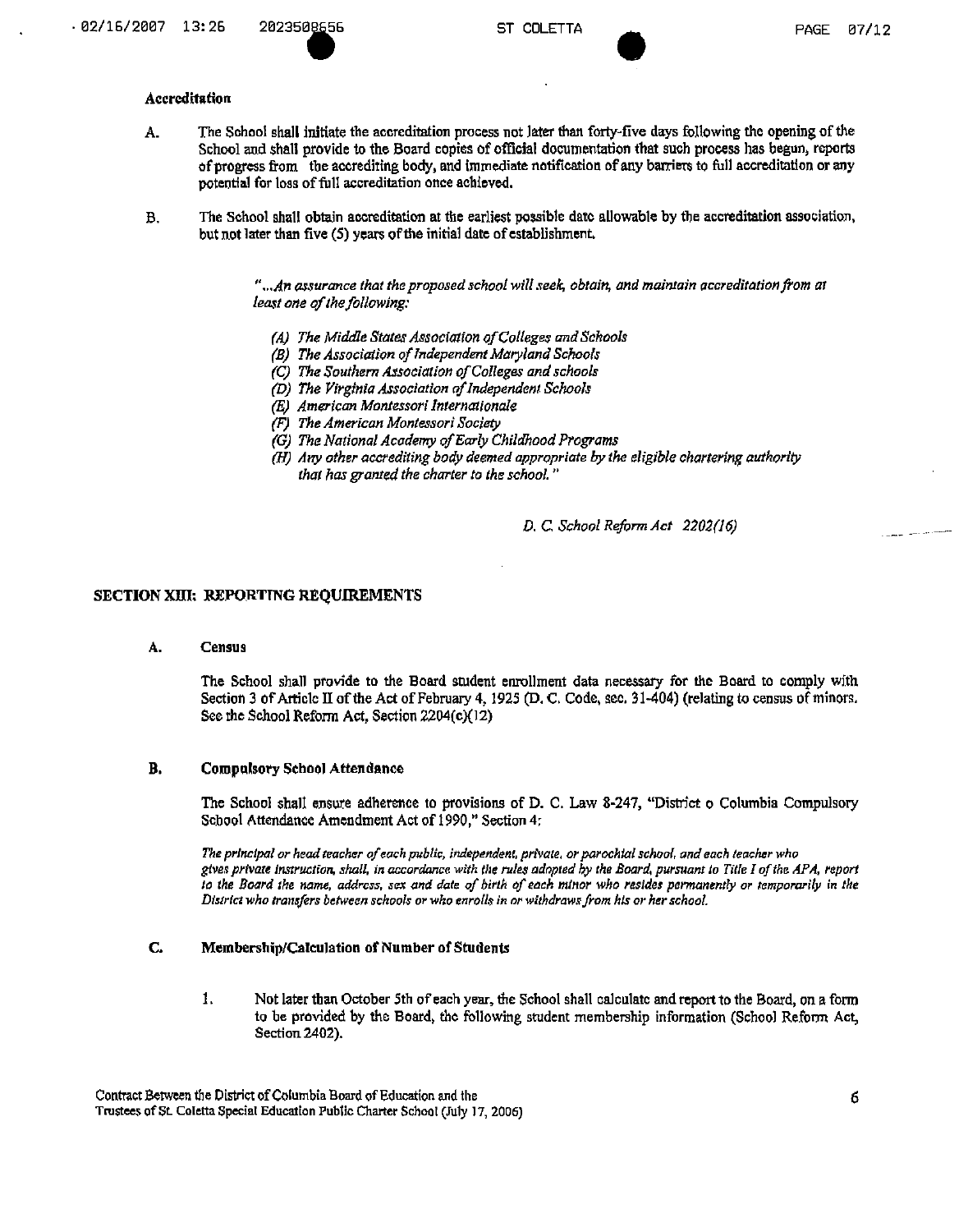### Accreditation

A. The School shall initiate the accreditation process not later than forty-five days following the opening of the School and shall provide to the Board copies of official documentation that such process has begun, reports of progress from the accrediting body, and immediate notification of any barriers to full accreditation or any potential for loss of full accreditation once achieved.

B. The School shall obtain accreditation at the earliest possible date allowable by the accreditation association, but not later than five (5) years of the initial date of establishment.

> *"...An assurance that the proposed school will seek, obtain, and maintain accreditation from at least one of the following:*
>
> *(A) The Middle States Association of Colleges and Schools*
> *(B) The Association of Independent Maryland Schools*
> *(C) The Southern Association of Colleges and schools*
> *(D) The Virginia Association of Independent Schools*
> *(E) American Montessori Internationale*
> *(F) The American Montessori Society*
> *(G) The National Academy of Early Childhood Programs*
> *(H) Any other accrediting body deemed appropriate by the eligible chartering authority that has granted the charter to the school."*
>
> *D. C. School Reform Act 2202(16)*

## SECTION XIII: REPORTING REQUIREMENTS

### A. Census

The School shall provide to the Board student enrollment data necessary for the Board to comply with Section 3 of Article II of the Act of February 4, 1925 (D. C. Code, sec. 31-404) (relating to census of minors. See the School Reform Act, Section 2204(c)(12)

### B. Compulsory School Attendance

The School shall ensure adherence to provisions of D. C. Law 8-247, "District o Columbia Compulsory School Attendance Amendment Act of 1990," Section 4:

*The principal or head teacher of each public, independent, private, or parochial school, and each teacher who gives private instruction, shall, in accordance with the rules adopted by the Board, pursuant to Title I of the APA, report to the Board the name, address, sex and date of birth of each minor who resides permanently or temporarily in the District who transfers between schools or who enrolls in or withdraws from his or her school.*

### C. Membership/Calculation of Number of Students

1. Not later than October 5th of each year, the School shall calculate and report to the Board, on a form to be provided by the Board, the following student membership information (School Reform Act, Section 2402).

Contract Between the District of Columbia Board of Education and the Trustees of St. Coletta Special Education Public Charter School (July 17, 2006)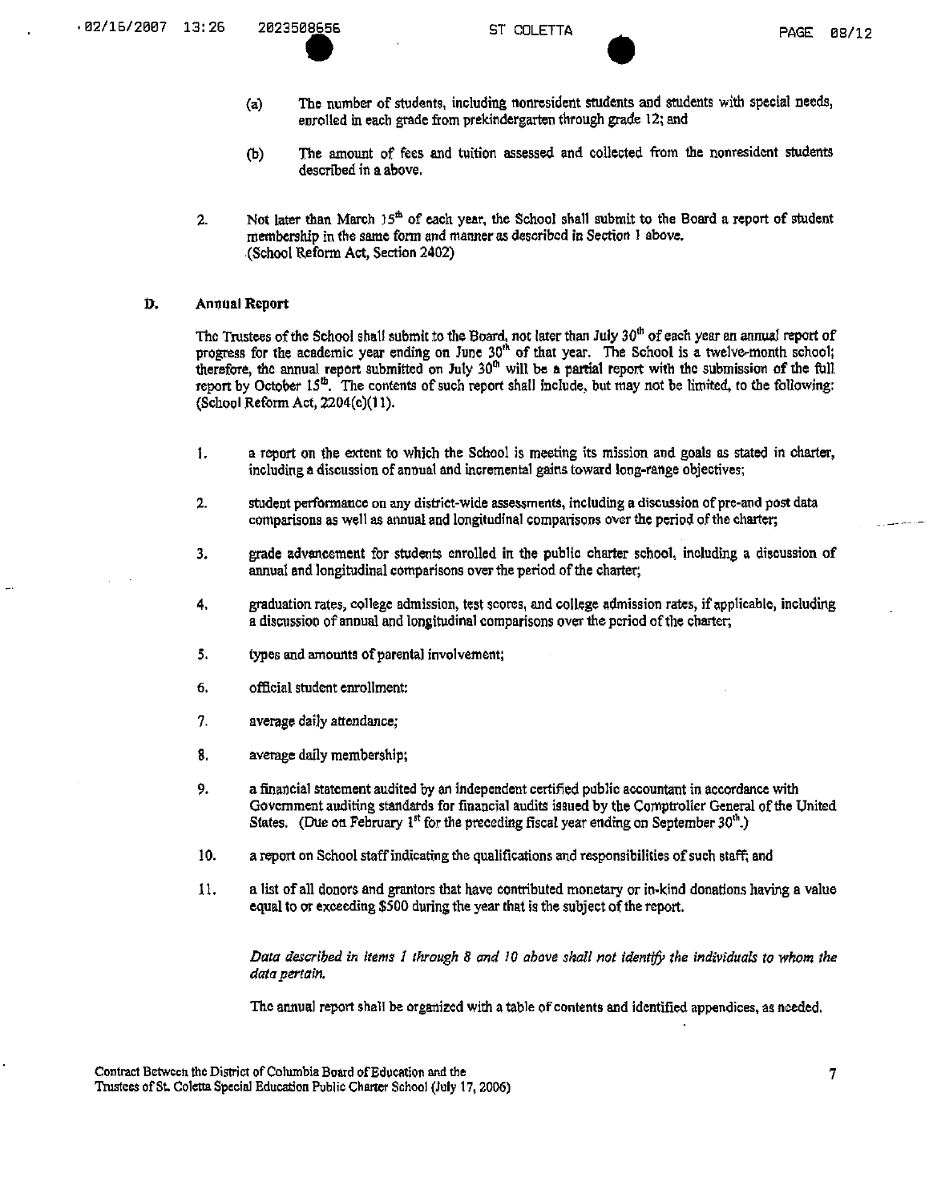(a) The number of students, including nonresident students and students with special needs, enrolled in each grade from prekindergarten through grade 12; and

(b) The amount of fees and tuition assessed and collected from the nonresident students described in a above.

2. Not later than March 15th of each year, the School shall submit to the Board a report of student membership in the same form and manner as described in Section 1 above. (School Reform Act, Section 2402)

**D. Annual Report**

The Trustees of the School shall submit to the Board, not later than July 30th of each year an annual report of progress for the academic year ending on June 30th of that year. The School is a twelve-month school; therefore, the annual report submitted on July 30th will be a partial report with the submission of the full report by October 15th. The contents of such report shall include, but may not be limited, to the following: (School Reform Act, 2204(c)(11).

1. a report on the extent to which the School is meeting its mission and goals as stated in charter, including a discussion of annual and incremental gains toward long-range objectives;

2. student performance on any district-wide assessments, including a discussion of pre-and post data comparisons as well as annual and longitudinal comparisons over the period of the charter;

3. grade advancement for students enrolled in the public charter school, including a discussion of annual and longitudinal comparisons over the period of the charter;

4. graduation rates, college admission, test scores, and college admission rates, if applicable, including a discussion of annual and longitudinal comparisons over the period of the charter;

5. types and amounts of parental involvement;

6. official student enrollment;

7. average daily attendance;

8. average daily membership;

9. a financial statement audited by an independent certified public accountant in accordance with Government auditing standards for financial audits issued by the Comptroller General of the United States. (Due on February 1st for the preceding fiscal year ending on September 30th.)

10. a report on School staff indicating the qualifications and responsibilities of such staff; and

11. a list of all donors and grantors that have contributed monetary or in-kind donations having a value equal to or exceeding $500 during the year that is the subject of the report.

*Data described in items 1 through 8 and 10 above shall not identify the individuals to whom the data pertain.*

The annual report shall be organized with a table of contents and identified appendices, as needed.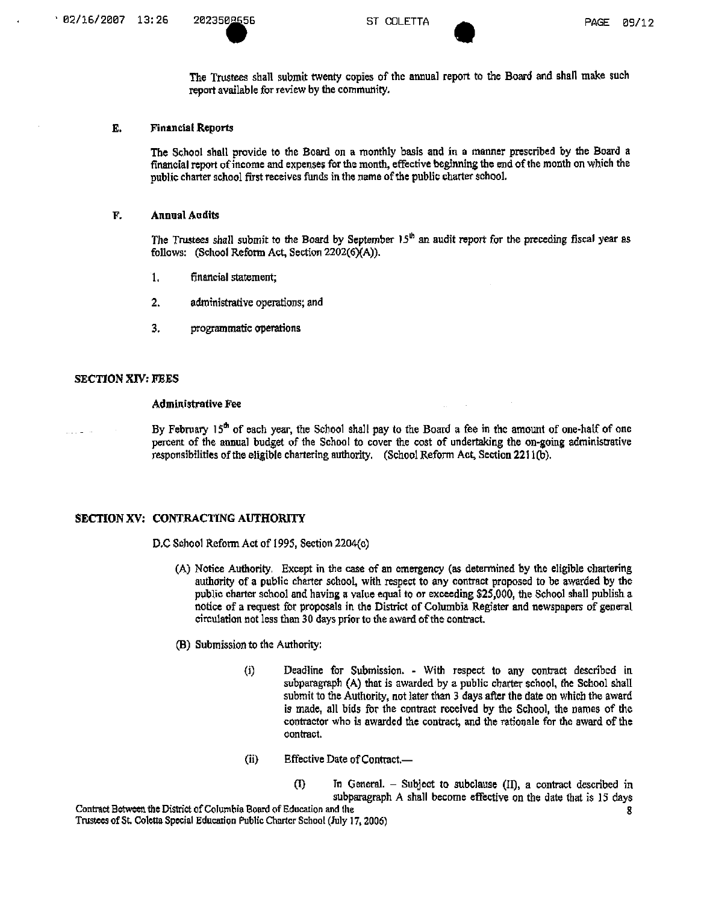The Trustees shall submit twenty copies of the annual report to the Board and shall make such report available for review by the community.

### E. Financial Reports

The School shall provide to the Board on a monthly basis and in a manner prescribed by the Board a financial report of income and expenses for the month, effective beginning the end of the month on which the public charter school first receives funds in the name of the public charter school.

### F. Annual Audits

The Trustees shall submit to the Board by September 15th an audit report for the preceding fiscal year as follows: (School Reform Act, Section 2202(6)(A)).

1. financial statement;
2. administrative operations; and
3. programmatic operations

## SECTION XIV: FEES

### Administrative Fee

By February 15th of each year, the School shall pay to the Board a fee in the amount of one-half of one percent of the annual budget of the School to cover the cost of undertaking the on-going administrative responsibilities of the eligible chartering authority. (School Reform Act, Section 2211(b).

## SECTION XV: CONTRACTING AUTHORITY

D.C School Reform Act of 1995, Section 2204(c)

(A) Notice Authority. Except in the case of an emergency (as determined by the eligible chartering authority of a public charter school, with respect to any contract proposed to be awarded by the public charter school and having a value equal to or exceeding $25,000, the School shall publish a notice of a request for proposals in the District of Columbia Register and newspapers of general circulation not less than 30 days prior to the award of the contract.

(B) Submission to the Authority:

(i) Deadline for Submission. - With respect to any contract described in subparagraph (A) that is awarded by a public charter school, the School shall submit to the Authority, not later than 3 days after the date on which the award is made, all bids for the contract received by the School, the names of the contractor who is awarded the contract, and the rationale for the award of the contract.

(ii) Effective Date of Contract.—

(I) In General. – Subject to subclause (II), a contract described in subparagraph A shall become effective on the date that is 15 days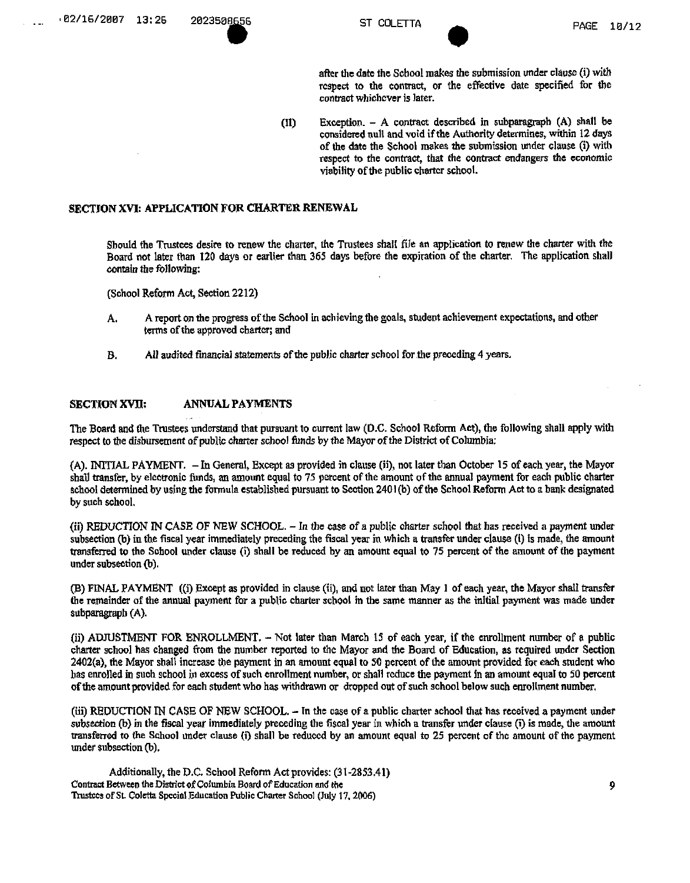after the date the School makes the submission under clause (i) with respect to the contract, or the effective date specified for the contract whichever is later.

(II) Exception. – A contract described in subparagraph (A) shall be considered null and void if the Authority determines, within 12 days of the date the School makes the submission under clause (i) with respect to the contract, that the contract endangers the economic viability of the public charter school.

## SECTION XVI: APPLICATION FOR CHARTER RENEWAL

Should the Trustees desire to renew the charter, the Trustees shall file an application to renew the charter with the Board not later than 120 days or earlier than 365 days before the expiration of the charter. The application shall contain the following:

(School Reform Act, Section 2212)

A. A report on the progress of the School in achieving the goals, student achievement expectations, and other terms of the approved charter; and

B. All audited financial statements of the public charter school for the preceding 4 years.

## SECTION XVII: ANNUAL PAYMENTS

The Board and the Trustees understand that pursuant to current law (D.C. School Reform Act), the following shall apply with respect to the disbursement of public charter school funds by the Mayor of the District of Columbia:

(A). INITIAL PAYMENT. – In General, Except as provided in clause (ii), not later than October 15 of each year, the Mayor shall transfer, by electronic funds, an amount equal to 75 percent of the amount of the annual payment for each public charter school determined by using the formula established pursuant to Section 2401(b) of the School Reform Act to a bank designated by such school.

(ii) REDUCTION IN CASE OF NEW SCHOOL. – In the case of a public charter school that has received a payment under subsection (b) in the fiscal year immediately preceding the fiscal year in which a transfer under clause (i) is made, the amount transferred to the School under clause (i) shall be reduced by an amount equal to 75 percent of the amount of the payment under subsection (b).

(B) FINAL PAYMENT ((i) Except as provided in clause (ii), and not later than May 1 of each year, the Mayor shall transfer the remainder of the annual payment for a public charter school in the same manner as the initial payment was made under subparagraph (A).

(ii) ADJUSTMENT FOR ENROLLMENT. – Not later than March 15 of each year, if the enrollment number of a public charter school has changed from the number reported to the Mayor and the Board of Education, as required under Section 2402(a), the Mayor shall increase the payment in an amount equal to 50 percent of the amount provided for each student who has enrolled in such school in excess of such enrollment number, or shall reduce the payment in an amount equal to 50 percent of the amount provided for each student who has withdrawn or dropped out of such school below such enrollment number.

(iii) REDUCTION IN CASE OF NEW SCHOOL. – In the case of a public charter school that has received a payment under subsection (b) in the fiscal year immediately preceding the fiscal year in which a transfer under clause (i) is made, the amount transferred to the School under clause (i) shall be reduced by an amount equal to 25 percent of the amount of the payment under subsection (b).

Additionally, the D.C. School Reform Act provides: (31-2853.41)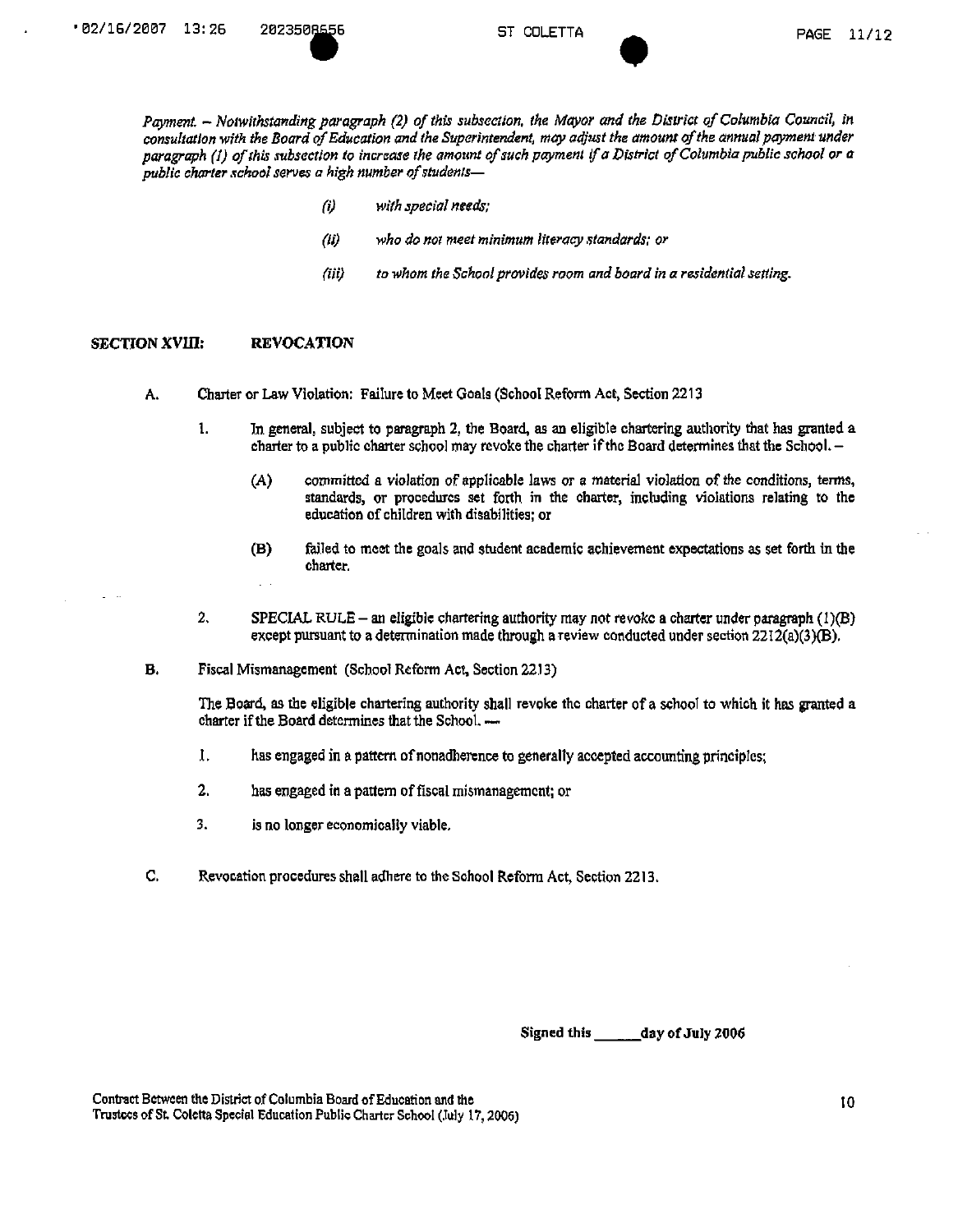*Payment. – Notwithstanding paragraph (2) of this subsection, the Mayor and the District of Columbia Council, in consultation with the Board of Education and the Superintendent, may adjust the amount of the annual payment under paragraph (1) of this subsection to increase the amount of such payment if a District of Columbia public school or a public charter school serves a high number of students—*

- *(i) with special needs;*
- *(ii) who do not meet minimum literacy standards; or*
- *(iii) to whom the School provides room and board in a residential setting.*

## SECTION XVIII: REVOCATION

A. Charter or Law Violation: Failure to Meet Goals (School Reform Act, Section 2213

1. In general, subject to paragraph 2, the Board, as an eligible chartering authority that has granted a charter to a public charter school may revoke the charter if the Board determines that the School. –

   (A) committed a violation of applicable laws or a material violation of the conditions, terms, standards, or procedures set forth in the charter, including violations relating to the education of children with disabilities; or

   (B) failed to meet the goals and student academic achievement expectations as set forth in the charter.

2. SPECIAL RULE – an eligible chartering authority may not revoke a charter under paragraph (1)(B) except pursuant to a determination made through a review conducted under section 2212(a)(3)(B).

B. Fiscal Mismanagement (School Reform Act, Section 2213)

The Board, as the eligible chartering authority shall revoke the charter of a school to which it has granted a charter if the Board determines that the School. —

1. has engaged in a pattern of nonadherence to generally accepted accounting principles;
2. has engaged in a pattern of fiscal mismanagement; or
3. is no longer economically viable.

C. Revocation procedures shall adhere to the School Reform Act, Section 2213.

**Signed this \_\_\_\_\_\_day of July 2006**

Contract Between the District of Columbia Board of Education and the Trustees of St. Coletta Special Education Public Charter School (July 17, 2006)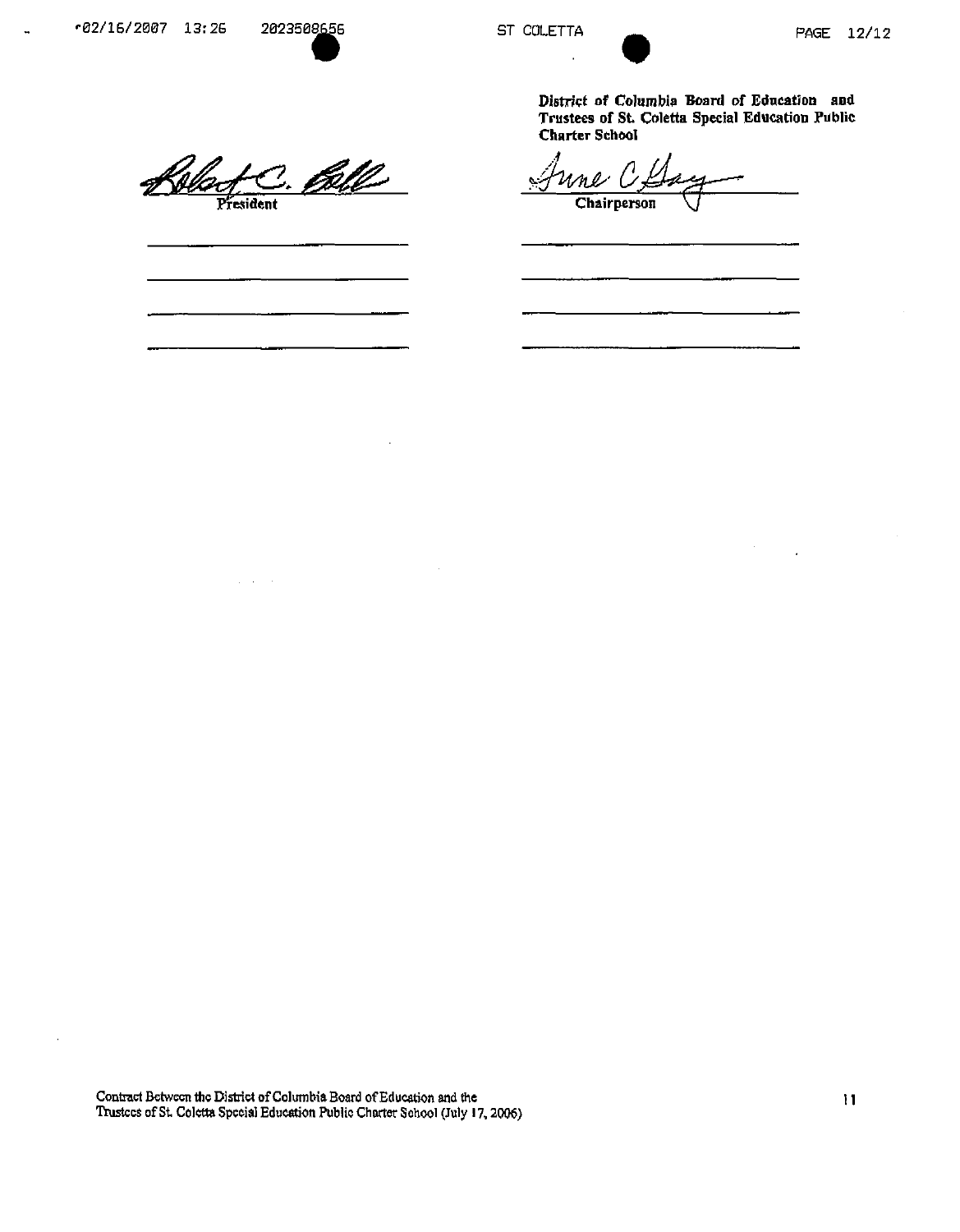**District of Columbia Board of Education and Trustees of St. Coletta Special Education Public Charter School**

President

Chairperson

Contract Between the District of Columbia Board of Education and the Trustees of St. Coletta Special Education Public Charter School (July 17, 2006)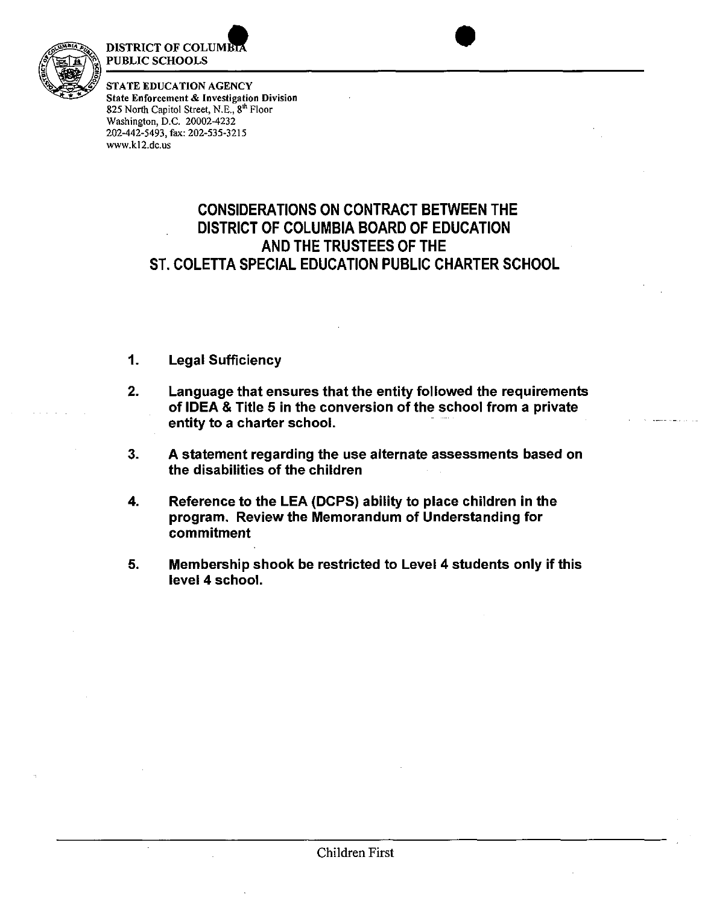DISTRICT OF COLUMBIA
PUBLIC SCHOOLS

STATE EDUCATION AGENCY
State Enforcement & Investigation Division
825 North Capitol Street, N.E., 8th Floor
Washington, D.C. 20002-4232
202-442-5493, fax: 202-535-3215
www.k12.dc.us

# CONSIDERATIONS ON CONTRACT BETWEEN THE DISTRICT OF COLUMBIA BOARD OF EDUCATION AND THE TRUSTEES OF THE ST. COLETTA SPECIAL EDUCATION PUBLIC CHARTER SCHOOL

1. **Legal Sufficiency**

2. **Language that ensures that the entity followed the requirements of IDEA & Title 5 in the conversion of the school from a private entity to a charter school.**

3. **A statement regarding the use alternate assessments based on the disabilities of the children**

4. **Reference to the LEA (DCPS) ability to place children in the program. Review the Memorandum of Understanding for commitment**

5. **Membership shook be restricted to Level 4 students only if this level 4 school.**

Children First